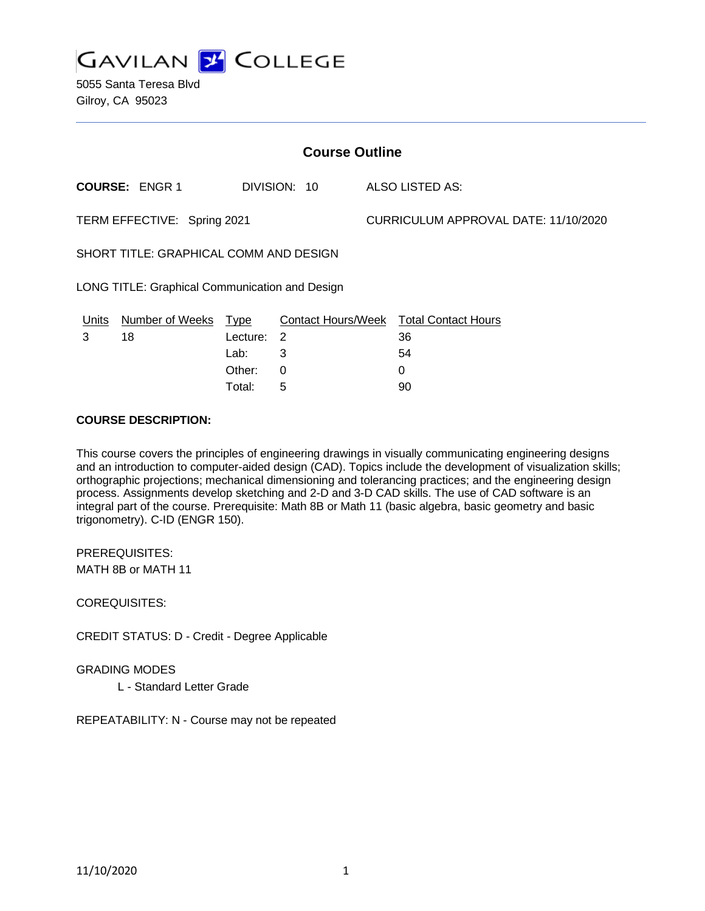# GAVILAN COLLEGE

5055 Santa Teresa Blvd
Gilroy, CA 95023

## Course Outline

**COURSE:** ENGR 1 DIVISION: 10 ALSO LISTED AS:

TERM EFFECTIVE: Spring 2021 CURRICULUM APPROVAL DATE: 11/10/2020

SHORT TITLE: GRAPHICAL COMM AND DESIGN

LONG TITLE: Graphical Communication and Design

| Units | Number of Weeks | Type | Contact Hours/Week | Total Contact Hours |
|---|---|---|---|---|
| 3 | 18 | Lecture: | 2 | 36 |
| | | Lab: | 3 | 54 |
| | | Other: | 0 | 0 |
| | | Total: | 5 | 90 |

**COURSE DESCRIPTION:**

This course covers the principles of engineering drawings in visually communicating engineering designs and an introduction to computer-aided design (CAD). Topics include the development of visualization skills; orthographic projections; mechanical dimensioning and tolerancing practices; and the engineering design process. Assignments develop sketching and 2-D and 3-D CAD skills. The use of CAD software is an integral part of the course. Prerequisite: Math 8B or Math 11 (basic algebra, basic geometry and basic trigonometry). C-ID (ENGR 150).

PREREQUISITES:
MATH 8B or MATH 11

COREQUISITES:

CREDIT STATUS: D - Credit - Degree Applicable

GRADING MODES

L - Standard Letter Grade

REPEATABILITY: N - Course may not be repeated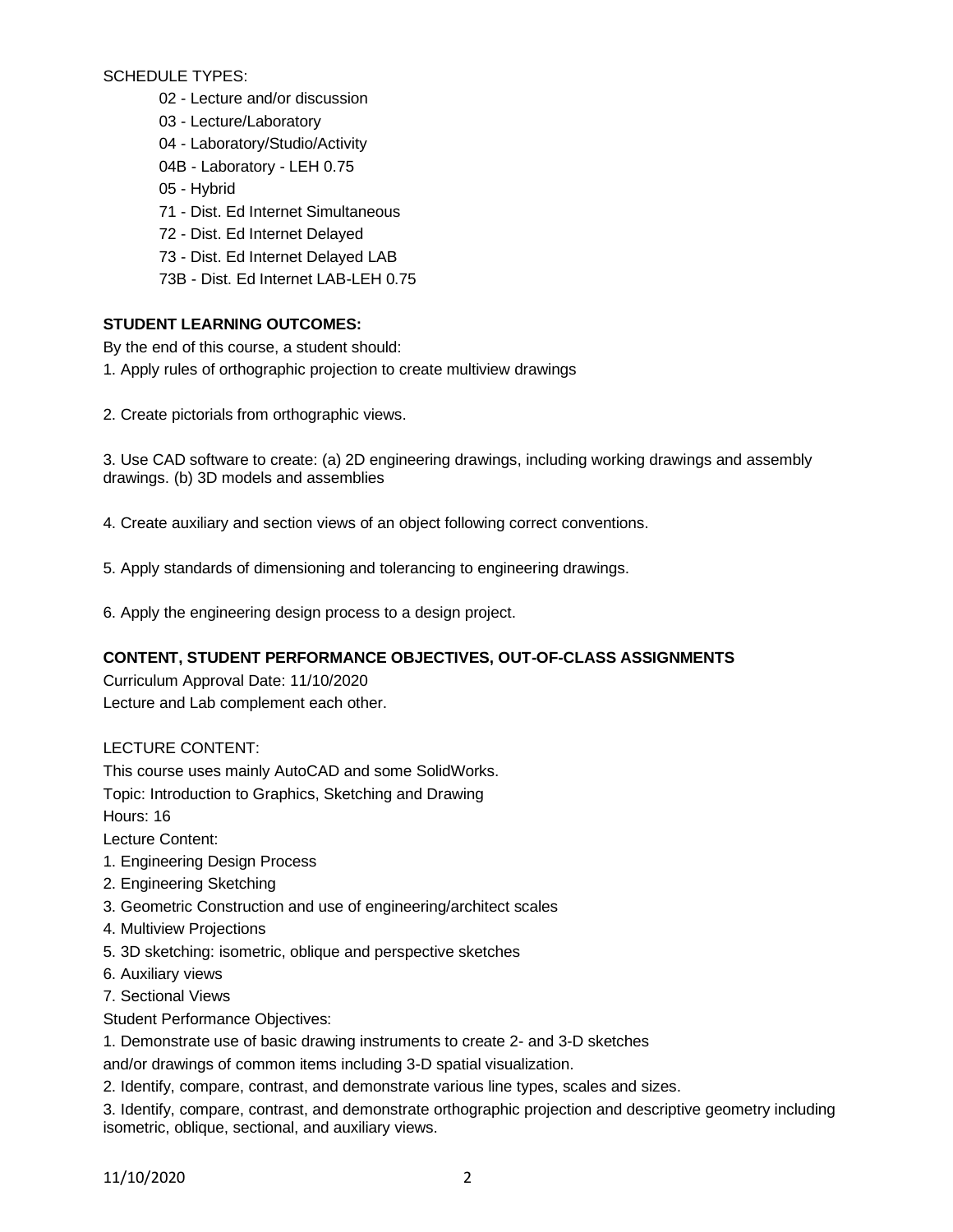SCHEDULE TYPES:

- 02 - Lecture and/or discussion
- 03 - Lecture/Laboratory
- 04 - Laboratory/Studio/Activity
- 04B - Laboratory - LEH 0.75
- 05 - Hybrid
- 71 - Dist. Ed Internet Simultaneous
- 72 - Dist. Ed Internet Delayed
- 73 - Dist. Ed Internet Delayed LAB
- 73B - Dist. Ed Internet LAB-LEH 0.75

**STUDENT LEARNING OUTCOMES:**

By the end of this course, a student should:

1. Apply rules of orthographic projection to create multiview drawings

2. Create pictorials from orthographic views.

3. Use CAD software to create: (a) 2D engineering drawings, including working drawings and assembly drawings. (b) 3D models and assemblies

4. Create auxiliary and section views of an object following correct conventions.

5. Apply standards of dimensioning and tolerancing to engineering drawings.

6. Apply the engineering design process to a design project.

**CONTENT, STUDENT PERFORMANCE OBJECTIVES, OUT-OF-CLASS ASSIGNMENTS**

Curriculum Approval Date: 11/10/2020

Lecture and Lab complement each other.

LECTURE CONTENT:

This course uses mainly AutoCAD and some SolidWorks.

Topic: Introduction to Graphics, Sketching and Drawing

Hours: 16

Lecture Content:

1. Engineering Design Process
2. Engineering Sketching
3. Geometric Construction and use of engineering/architect scales
4. Multiview Projections
5. 3D sketching: isometric, oblique and perspective sketches
6. Auxiliary views
7. Sectional Views

Student Performance Objectives:

1. Demonstrate use of basic drawing instruments to create 2- and 3-D sketches and/or drawings of common items including 3-D spatial visualization.
2. Identify, compare, contrast, and demonstrate various line types, scales and sizes.
3. Identify, compare, contrast, and demonstrate orthographic projection and descriptive geometry including isometric, oblique, sectional, and auxiliary views.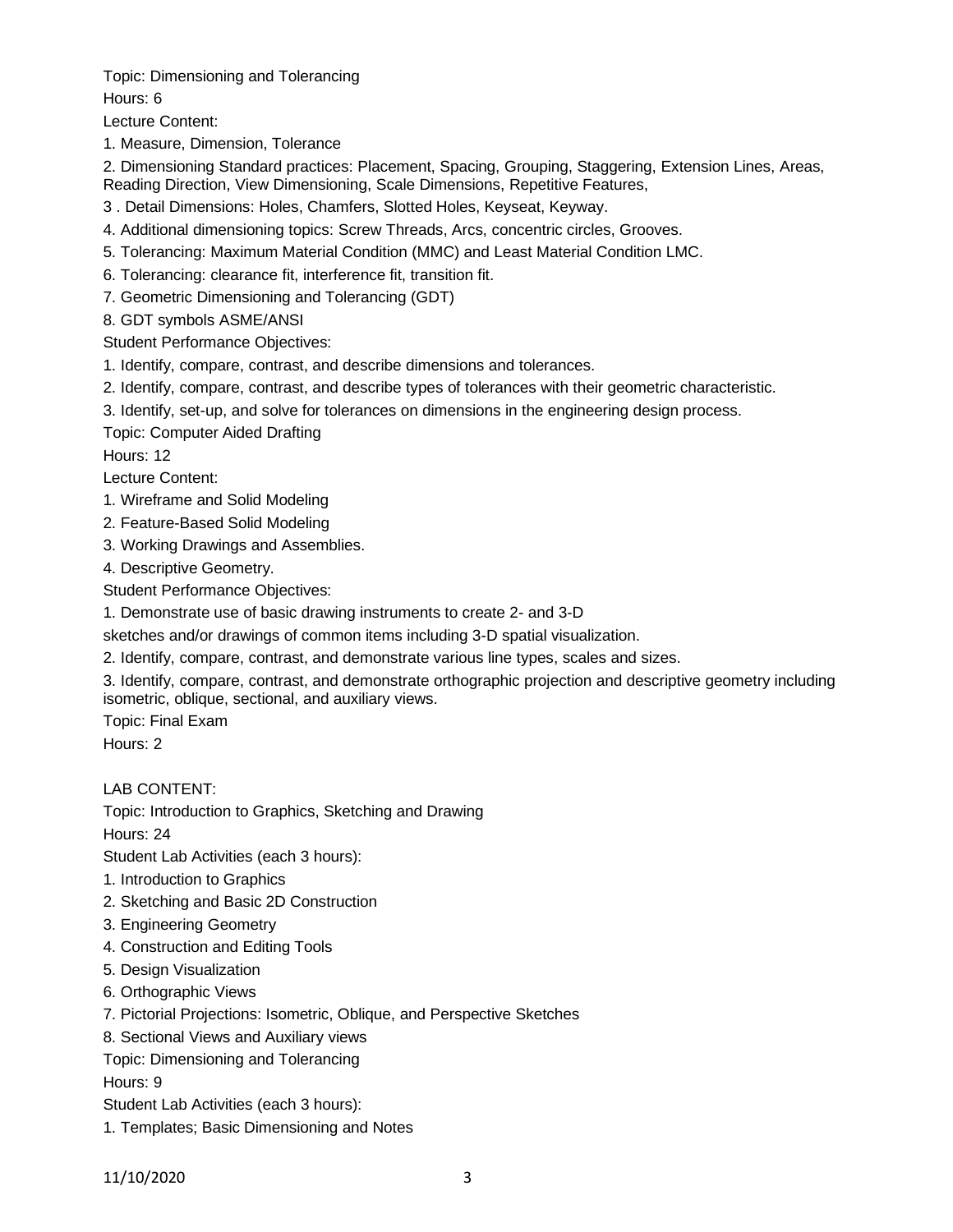Topic: Dimensioning and Tolerancing

Hours: 6

Lecture Content:

1. Measure, Dimension, Tolerance
2. Dimensioning Standard practices: Placement, Spacing, Grouping, Staggering, Extension Lines, Areas, Reading Direction, View Dimensioning, Scale Dimensions, Repetitive Features,
3. Detail Dimensions: Holes, Chamfers, Slotted Holes, Keyseat, Keyway.
4. Additional dimensioning topics: Screw Threads, Arcs, concentric circles, Grooves.
5. Tolerancing: Maximum Material Condition (MMC) and Least Material Condition LMC.
6. Tolerancing: clearance fit, interference fit, transition fit.
7. Geometric Dimensioning and Tolerancing (GDT)
8. GDT symbols ASME/ANSI

Student Performance Objectives:

1. Identify, compare, contrast, and describe dimensions and tolerances.
2. Identify, compare, contrast, and describe types of tolerances with their geometric characteristic.
3. Identify, set-up, and solve for tolerances on dimensions in the engineering design process.

Topic: Computer Aided Drafting

Hours: 12

Lecture Content:

1. Wireframe and Solid Modeling
2. Feature-Based Solid Modeling
3. Working Drawings and Assemblies.
4. Descriptive Geometry.

Student Performance Objectives:

1. Demonstrate use of basic drawing instruments to create 2- and 3-D sketches and/or drawings of common items including 3-D spatial visualization.
2. Identify, compare, contrast, and demonstrate various line types, scales and sizes.
3. Identify, compare, contrast, and demonstrate orthographic projection and descriptive geometry including isometric, oblique, sectional, and auxiliary views.

Topic: Final Exam

Hours: 2

LAB CONTENT:

Topic: Introduction to Graphics, Sketching and Drawing

Hours: 24

Student Lab Activities (each 3 hours):

1. Introduction to Graphics
2. Sketching and Basic 2D Construction
3. Engineering Geometry
4. Construction and Editing Tools
5. Design Visualization
6. Orthographic Views
7. Pictorial Projections: Isometric, Oblique, and Perspective Sketches
8. Sectional Views and Auxiliary views

Topic: Dimensioning and Tolerancing

Hours: 9

Student Lab Activities (each 3 hours):

1. Templates; Basic Dimensioning and Notes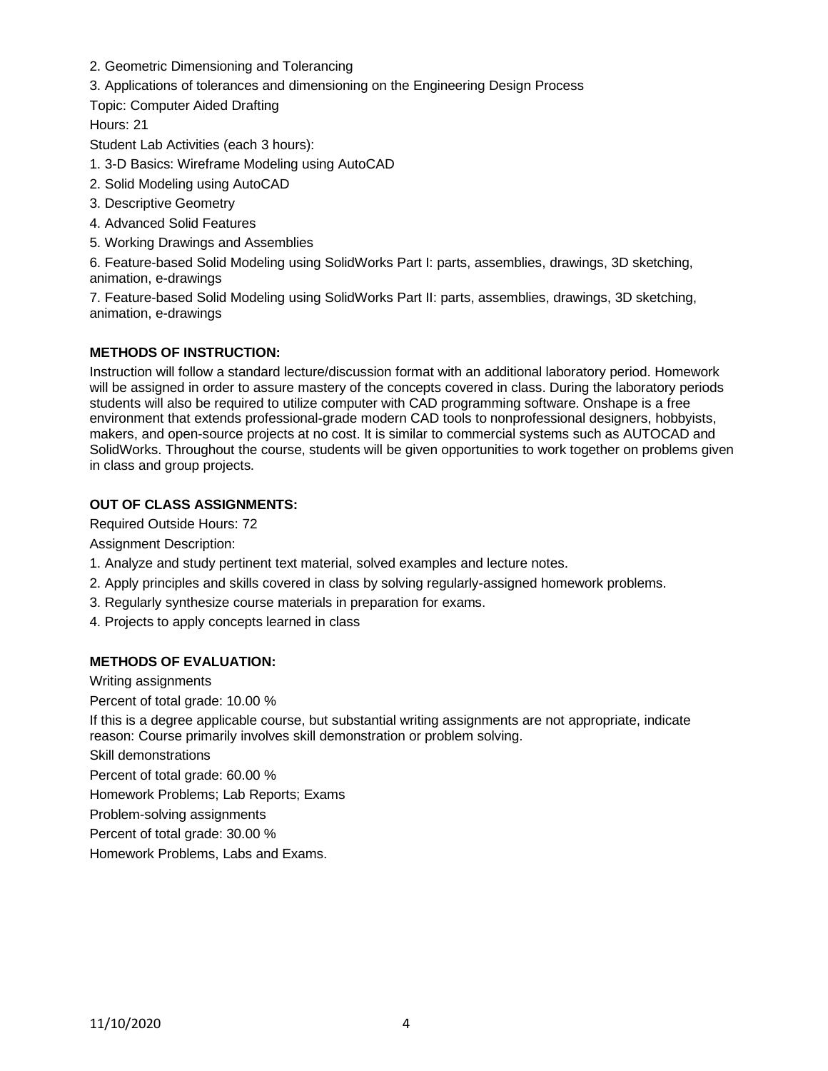2. Geometric Dimensioning and Tolerancing
3. Applications of tolerances and dimensioning on the Engineering Design Process

Topic: Computer Aided Drafting

Hours: 21

Student Lab Activities (each 3 hours):

1. 3-D Basics: Wireframe Modeling using AutoCAD
2. Solid Modeling using AutoCAD
3. Descriptive Geometry
4. Advanced Solid Features
5. Working Drawings and Assemblies
6. Feature-based Solid Modeling using SolidWorks Part I: parts, assemblies, drawings, 3D sketching, animation, e-drawings
7. Feature-based Solid Modeling using SolidWorks Part II: parts, assemblies, drawings, 3D sketching, animation, e-drawings

**METHODS OF INSTRUCTION:**

Instruction will follow a standard lecture/discussion format with an additional laboratory period. Homework will be assigned in order to assure mastery of the concepts covered in class. During the laboratory periods students will also be required to utilize computer with CAD programming software. Onshape is a free environment that extends professional-grade modern CAD tools to nonprofessional designers, hobbyists, makers, and open-source projects at no cost. It is similar to commercial systems such as AUTOCAD and SolidWorks. Throughout the course, students will be given opportunities to work together on problems given in class and group projects.

**OUT OF CLASS ASSIGNMENTS:**

Required Outside Hours: 72

Assignment Description:

1. Analyze and study pertinent text material, solved examples and lecture notes.
2. Apply principles and skills covered in class by solving regularly-assigned homework problems.
3. Regularly synthesize course materials in preparation for exams.
4. Projects to apply concepts learned in class

**METHODS OF EVALUATION:**

Writing assignments

Percent of total grade: 10.00 %

If this is a degree applicable course, but substantial writing assignments are not appropriate, indicate reason: Course primarily involves skill demonstration or problem solving.

Skill demonstrations

Percent of total grade: 60.00 %

Homework Problems; Lab Reports; Exams

Problem-solving assignments

Percent of total grade: 30.00 %

Homework Problems, Labs and Exams.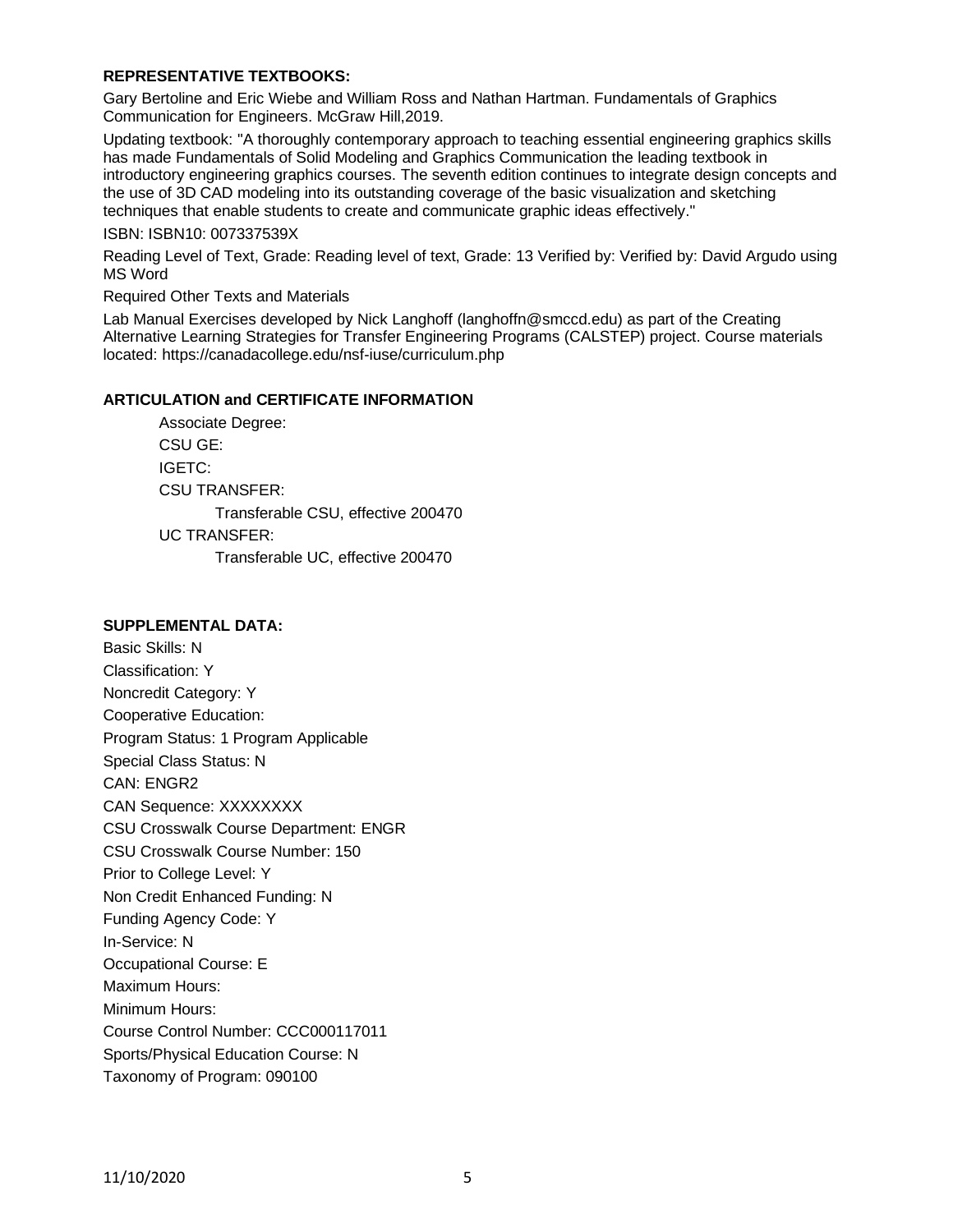**REPRESENTATIVE TEXTBOOKS:**

Gary Bertoline and Eric Wiebe and William Ross and Nathan Hartman. Fundamentals of Graphics Communication for Engineers. McGraw Hill,2019.

Updating textbook: "A thoroughly contemporary approach to teaching essential engineering graphics skills has made Fundamentals of Solid Modeling and Graphics Communication the leading textbook in introductory engineering graphics courses. The seventh edition continues to integrate design concepts and the use of 3D CAD modeling into its outstanding coverage of the basic visualization and sketching techniques that enable students to create and communicate graphic ideas effectively."

ISBN: ISBN10: 007337539X

Reading Level of Text, Grade: Reading level of text, Grade: 13 Verified by: Verified by: David Argudo using MS Word

Required Other Texts and Materials

Lab Manual Exercises developed by Nick Langhoff (langhoffn@smccd.edu) as part of the Creating Alternative Learning Strategies for Transfer Engineering Programs (CALSTEP) project. Course materials located: https://canadacollege.edu/nsf-iuse/curriculum.php

**ARTICULATION and CERTIFICATE INFORMATION**

Associate Degree:
CSU GE:
IGETC:
CSU TRANSFER:
Transferable CSU, effective 200470
UC TRANSFER:
Transferable UC, effective 200470

**SUPPLEMENTAL DATA:**

Basic Skills: N
Classification: Y
Noncredit Category: Y
Cooperative Education:
Program Status: 1 Program Applicable
Special Class Status: N
CAN: ENGR2
CAN Sequence: XXXXXXXX
CSU Crosswalk Course Department: ENGR
CSU Crosswalk Course Number: 150
Prior to College Level: Y
Non Credit Enhanced Funding: N
Funding Agency Code: Y
In-Service: N
Occupational Course: E
Maximum Hours:
Minimum Hours:
Course Control Number: CCC000117011
Sports/Physical Education Course: N
Taxonomy of Program: 090100